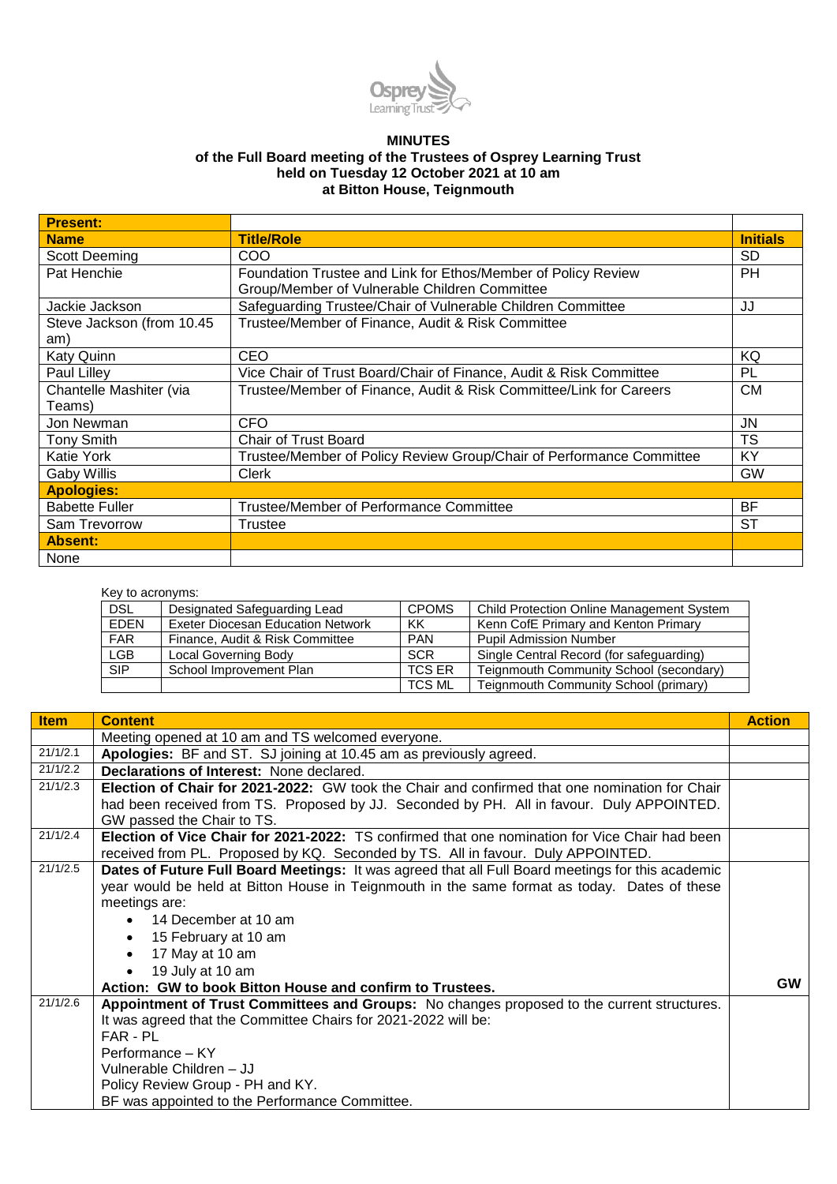**MINUTES**
**of the Full Board meeting of the Trustees of Osprey Learning Trust**
**held on Tuesday 12 October 2021 at 10 am**
**at Bitton House, Teignmouth**

| **Present:** | | |
|---|---|---|
| **Name** | **Title/Role** | **Initials** |
| Scott Deeming | COO | SD |
| Pat Henchie | Foundation Trustee and Link for Ethos/Member of Policy Review Group/Member of Vulnerable Children Committee | PH |
| Jackie Jackson | Safeguarding Trustee/Chair of Vulnerable Children Committee | JJ |
| Steve Jackson (from 10.45 am) | Trustee/Member of Finance, Audit & Risk Committee | |
| Katy Quinn | CEO | KQ |
| Paul Lilley | Vice Chair of Trust Board/Chair of Finance, Audit & Risk Committee | PL |
| Chantelle Mashiter (via Teams) | Trustee/Member of Finance, Audit & Risk Committee/Link for Careers | CM |
| Jon Newman | CFO | JN |
| Tony Smith | Chair of Trust Board | TS |
| Katie York | Trustee/Member of Policy Review Group/Chair of Performance Committee | KY |
| Gaby Willis | Clerk | GW |
| **Apologies:** | | |
| Babette Fuller | Trustee/Member of Performance Committee | BF |
| Sam Trevorrow | Trustee | ST |
| **Absent:** | | |
| None | | |

Key to acronyms:

| | | | |
|---|---|---|---|
| DSL | Designated Safeguarding Lead | CPOMS | Child Protection Online Management System |
| EDEN | Exeter Diocesan Education Network | KK | Kenn CofE Primary and Kenton Primary |
| FAR | Finance, Audit & Risk Committee | PAN | Pupil Admission Number |
| LGB | Local Governing Body | SCR | Single Central Record (for safeguarding) |
| SIP | School Improvement Plan | TCS ER | Teignmouth Community School (secondary) |
| | | TCS ML | Teignmouth Community School (primary) |

| **Item** | **Content** | **Action** |
|---|---|---|
| | Meeting opened at 10 am and TS welcomed everyone. | |
| 21/1/2.1 | **Apologies:** BF and ST. SJ joining at 10.45 am as previously agreed. | |
| 21/1/2.2 | **Declarations of Interest:** None declared. | |
| 21/1/2.3 | **Election of Chair for 2021-2022:** GW took the Chair and confirmed that one nomination for Chair had been received from TS. Proposed by JJ. Seconded by PH. All in favour. Duly APPOINTED. GW passed the Chair to TS. | |
| 21/1/2.4 | **Election of Vice Chair for 2021-2022:** TS confirmed that one nomination for Vice Chair had been received from PL. Proposed by KQ. Seconded by TS. All in favour. Duly APPOINTED. | |
| 21/1/2.5 | **Dates of Future Full Board Meetings:** It was agreed that all Full Board meetings for this academic year would be held at Bitton House in Teignmouth in the same format as today. Dates of these meetings are:<br>• 14 December at 10 am<br>• 15 February at 10 am<br>• 17 May at 10 am<br>• 19 July at 10 am<br>**Action: GW to book Bitton House and confirm to Trustees.** | **GW** |
| 21/1/2.6 | **Appointment of Trust Committees and Groups:** No changes proposed to the current structures. It was agreed that the Committee Chairs for 2021-2022 will be:<br>FAR - PL<br>Performance – KY<br>Vulnerable Children – JJ<br>Policy Review Group - PH and KY.<br>BF was appointed to the Performance Committee. | |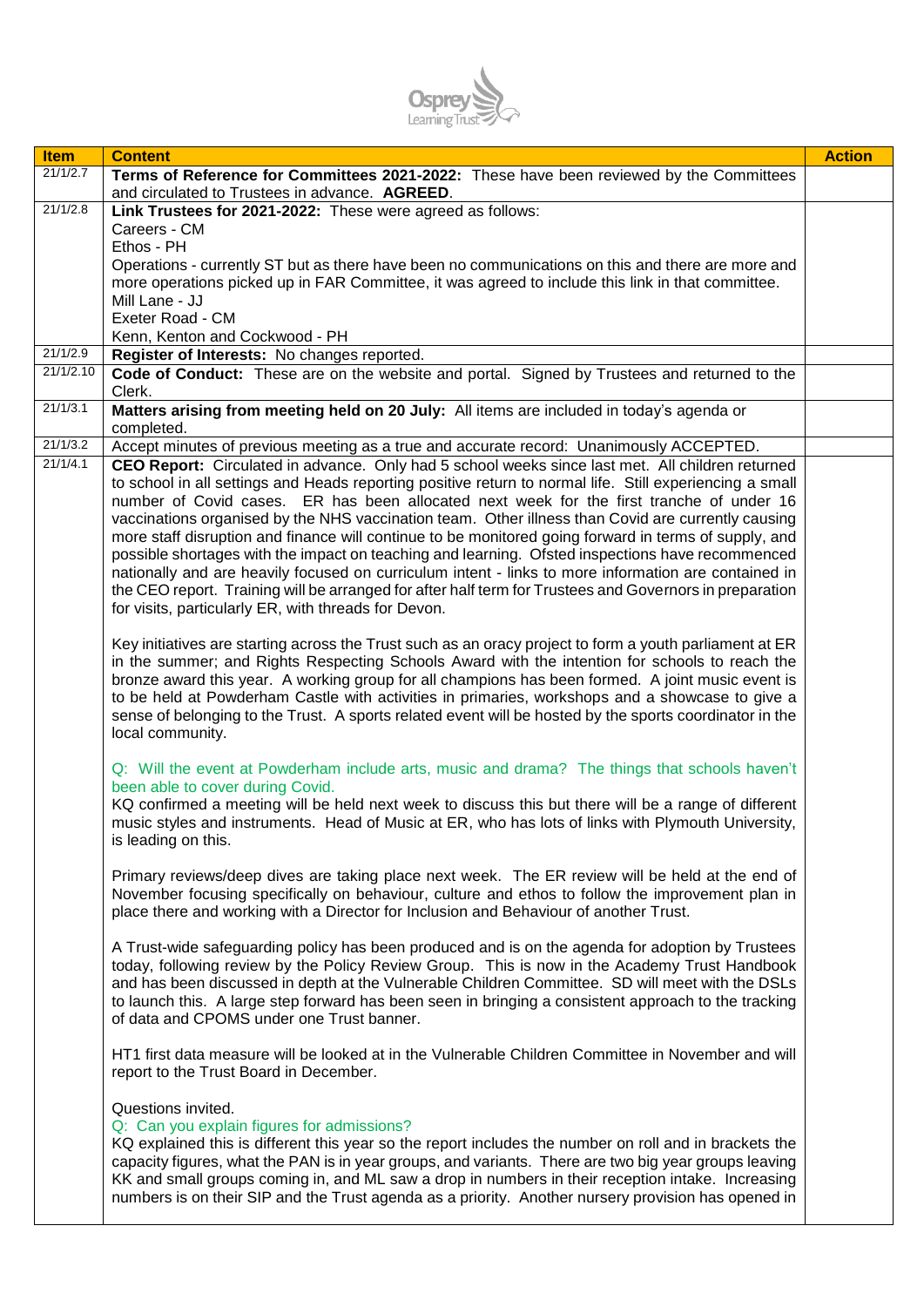| Item | Content | Action |
|---|---|---|
| 21/1/2.7 | **Terms of Reference for Committees 2021-2022:** These have been reviewed by the Committees and circulated to Trustees in advance. **AGREED**. | |
| 21/1/2.8 | **Link Trustees for 2021-2022:** These were agreed as follows:<br>Careers - CM<br>Ethos - PH<br>Operations - currently ST but as there have been no communications on this and there are more and more operations picked up in FAR Committee, it was agreed to include this link in that committee.<br>Mill Lane - JJ<br>Exeter Road - CM<br>Kenn, Kenton and Cockwood - PH | |
| 21/1/2.9 | **Register of Interests:** No changes reported. | |
| 21/1/2.10 | **Code of Conduct:** These are on the website and portal. Signed by Trustees and returned to the Clerk. | |
| 21/1/3.1 | **Matters arising from meeting held on 20 July:** All items are included in today's agenda or completed. | |
| 21/1/3.2 | Accept minutes of previous meeting as a true and accurate record: Unanimously ACCEPTED. | |
| 21/1/4.1 | **CEO Report:** Circulated in advance. Only had 5 school weeks since last met. All children returned to school in all settings and Heads reporting positive return to normal life. Still experiencing a small number of Covid cases. ER has been allocated next week for the first tranche of under 16 vaccinations organised by the NHS vaccination team. Other illness than Covid are currently causing more staff disruption and finance will continue to be monitored going forward in terms of supply, and possible shortages with the impact on teaching and learning. Ofsted inspections have recommenced nationally and are heavily focused on curriculum intent - links to more information are contained in the CEO report. Training will be arranged for after half term for Trustees and Governors in preparation for visits, particularly ER, with threads for Devon.<br><br>Key initiatives are starting across the Trust such as an oracy project to form a youth parliament at ER in the summer; and Rights Respecting Schools Award with the intention for schools to reach the bronze award this year. A working group for all champions has been formed. A joint music event is to be held at Powderham Castle with activities in primaries, workshops and a showcase to give a sense of belonging to the Trust. A sports related event will be hosted by the sports coordinator in the local community.<br><br>Q: Will the event at Powderham include arts, music and drama? The things that schools haven't been able to cover during Covid.<br>KQ confirmed a meeting will be held next week to discuss this but there will be a range of different music styles and instruments. Head of Music at ER, who has lots of links with Plymouth University, is leading on this.<br><br>Primary reviews/deep dives are taking place next week. The ER review will be held at the end of November focusing specifically on behaviour, culture and ethos to follow the improvement plan in place there and working with a Director for Inclusion and Behaviour of another Trust.<br><br>A Trust-wide safeguarding policy has been produced and is on the agenda for adoption by Trustees today, following review by the Policy Review Group. This is now in the Academy Trust Handbook and has been discussed in depth at the Vulnerable Children Committee. SD will meet with the DSLs to launch this. A large step forward has been seen in bringing a consistent approach to the tracking of data and CPOMS under one Trust banner.<br><br>HT1 first data measure will be looked at in the Vulnerable Children Committee in November and will report to the Trust Board in December.<br><br>Questions invited.<br>Q: Can you explain figures for admissions?<br>KQ explained this is different this year so the report includes the number on roll and in brackets the capacity figures, what the PAN is in year groups, and variants. There are two big year groups leaving KK and small groups coming in, and ML saw a drop in numbers in their reception intake. Increasing numbers is on their SIP and the Trust agenda as a priority. Another nursery provision has opened in | |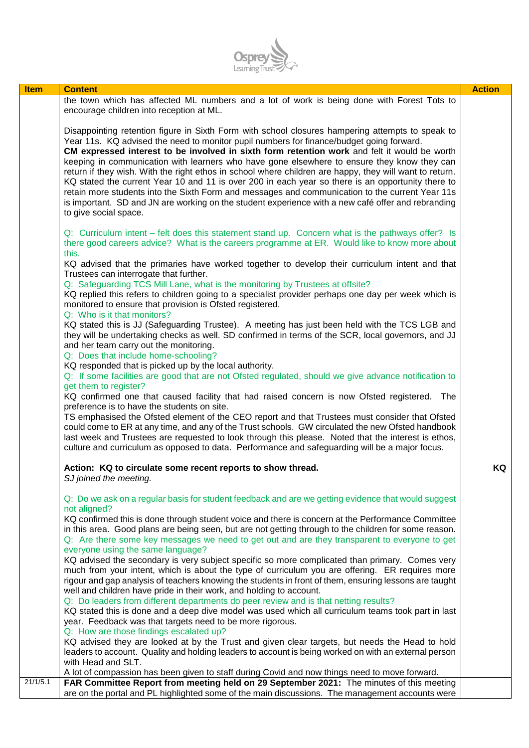| Item | Content | Action |
|---|---|---|
| | the town which has affected ML numbers and a lot of work is being done with Forest Tots to encourage children into reception at ML.<br><br>Disappointing retention figure in Sixth Form with school closures hampering attempts to speak to Year 11s. KQ advised the need to monitor pupil numbers for finance/budget going forward. **CM expressed interest to be involved in sixth form retention work** and felt it would be worth keeping in communication with learners who have gone elsewhere to ensure they know they can return if they wish. With the right ethos in school where children are happy, they will want to return. KQ stated the current Year 10 and 11 is over 200 in each year so there is an opportunity there to retain more students into the Sixth Form and messages and communication to the current Year 11s is important. SD and JN are working on the student experience with a new café offer and rebranding to give social space.<br><br>Q: Curriculum intent – felt does this statement stand up. Concern what is the pathways offer? Is there good careers advice? What is the careers programme at ER. Would like to know more about this.<br>KQ advised that the primaries have worked together to develop their curriculum intent and that Trustees can interrogate that further.<br>Q: Safeguarding TCS Mill Lane, what is the monitoring by Trustees at offsite?<br>KQ replied this refers to children going to a specialist provider perhaps one day per week which is monitored to ensure that provision is Ofsted registered.<br>Q: Who is it that monitors?<br>KQ stated this is JJ (Safeguarding Trustee). A meeting has just been held with the TCS LGB and they will be undertaking checks as well. SD confirmed in terms of the SCR, local governors, and JJ and her team carry out the monitoring.<br>Q: Does that include home-schooling?<br>KQ responded that is picked up by the local authority.<br>Q: If some facilities are good that are not Ofsted regulated, should we give advance notification to get them to register?<br>KQ confirmed one that caused facility that had raised concern is now Ofsted registered. The preference is to have the students on site.<br>TS emphasised the Ofsted element of the CEO report and that Trustees must consider that Ofsted could come to ER at any time, and any of the Trust schools. GW circulated the new Ofsted handbook last week and Trustees are requested to look through this please. Noted that the interest is ethos, culture and curriculum as opposed to data. Performance and safeguarding will be a major focus.<br><br>**Action: KQ to circulate some recent reports to show thread.**<br>*SJ joined the meeting.*<br><br>Q: Do we ask on a regular basis for student feedback and are we getting evidence that would suggest not aligned?<br>KQ confirmed this is done through student voice and there is concern at the Performance Committee in this area. Good plans are being seen, but are not getting through to the children for some reason.<br>Q: Are there some key messages we need to get out and are they transparent to everyone to get everyone using the same language?<br>KQ advised the secondary is very subject specific so more complicated than primary. Comes very much from your intent, which is about the type of curriculum you are offering. ER requires more rigour and gap analysis of teachers knowing the students in front of them, ensuring lessons are taught well and children have pride in their work, and holding to account.<br>Q: Do leaders from different departments do peer review and is that netting results?<br>KQ stated this is done and a deep dive model was used which all curriculum teams took part in last year. Feedback was that targets need to be more rigorous.<br>Q: How are those findings escalated up?<br>KQ advised they are looked at by the Trust and given clear targets, but needs the Head to hold leaders to account. Quality and holding leaders to account is being worked on with an external person with Head and SLT.<br>A lot of compassion has been given to staff during Covid and now things need to move forward. | **KQ** |
| 21/1/5.1 | **FAR Committee Report from meeting held on 29 September 2021:** The minutes of this meeting are on the portal and PL highlighted some of the main discussions. The management accounts were | |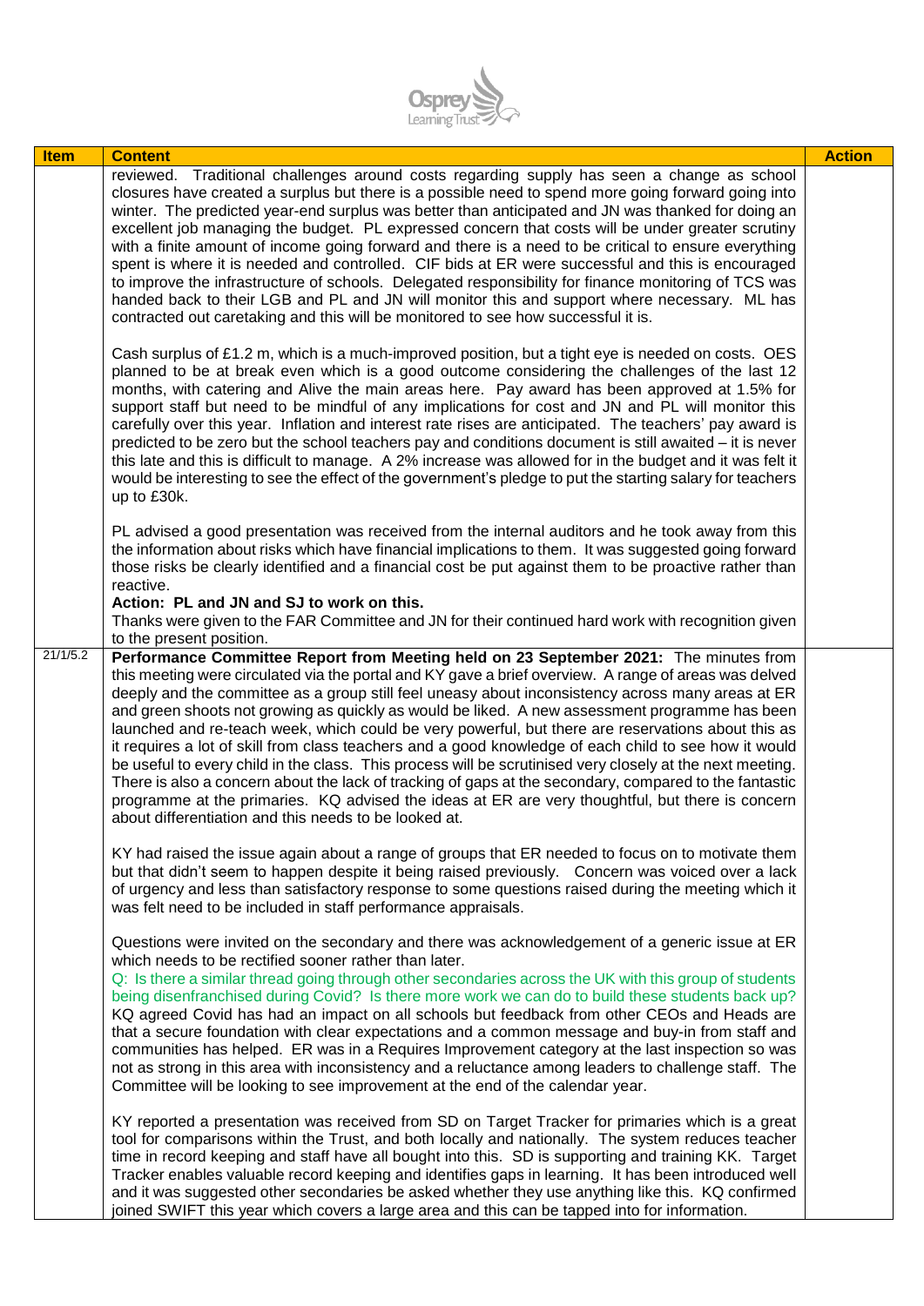| Item | Content | Action |
|---|---|---|
| | reviewed. Traditional challenges around costs regarding supply has seen a change as school closures have created a surplus but there is a possible need to spend more going forward going into winter. The predicted year-end surplus was better than anticipated and JN was thanked for doing an excellent job managing the budget. PL expressed concern that costs will be under greater scrutiny with a finite amount of income going forward and there is a need to be critical to ensure everything spent is where it is needed and controlled. CIF bids at ER were successful and this is encouraged to improve the infrastructure of schools. Delegated responsibility for finance monitoring of TCS was handed back to their LGB and PL and JN will monitor this and support where necessary. ML has contracted out caretaking and this will be monitored to see how successful it is.<br><br>Cash surplus of £1.2 m, which is a much-improved position, but a tight eye is needed on costs. OES planned to be at break even which is a good outcome considering the challenges of the last 12 months, with catering and Alive the main areas here. Pay award has been approved at 1.5% for support staff but need to be mindful of any implications for cost and JN and PL will monitor this carefully over this year. Inflation and interest rate rises are anticipated. The teachers' pay award is predicted to be zero but the school teachers pay and conditions document is still awaited – it is never this late and this is difficult to manage. A 2% increase was allowed for in the budget and it was felt it would be interesting to see the effect of the government's pledge to put the starting salary for teachers up to £30k.<br><br>PL advised a good presentation was received from the internal auditors and he took away from this the information about risks which have financial implications to them. It was suggested going forward those risks be clearly identified and a financial cost be put against them to be proactive rather than reactive.<br>**Action: PL and JN and SJ to work on this.**<br>Thanks were given to the FAR Committee and JN for their continued hard work with recognition given to the present position. | |
| 21/1/5.2 | **Performance Committee Report from Meeting held on 23 September 2021:** The minutes from this meeting were circulated via the portal and KY gave a brief overview. A range of areas was delved deeply and the committee as a group still feel uneasy about inconsistency across many areas at ER and green shoots not growing as quickly as would be liked. A new assessment programme has been launched and re-teach week, which could be very powerful, but there are reservations about this as it requires a lot of skill from class teachers and a good knowledge of each child to see how it would be useful to every child in the class. This process will be scrutinised very closely at the next meeting. There is also a concern about the lack of tracking of gaps at the secondary, compared to the fantastic programme at the primaries. KQ advised the ideas at ER are very thoughtful, but there is concern about differentiation and this needs to be looked at.<br><br>KY had raised the issue again about a range of groups that ER needed to focus on to motivate them but that didn't seem to happen despite it being raised previously. Concern was voiced over a lack of urgency and less than satisfactory response to some questions raised during the meeting which it was felt need to be included in staff performance appraisals.<br><br>Questions were invited on the secondary and there was acknowledgement of a generic issue at ER which needs to be rectified sooner rather than later.<br>Q: Is there a similar thread going through other secondaries across the UK with this group of students being disenfranchised during Covid? Is there more work we can do to build these students back up?<br>KQ agreed Covid has had an impact on all schools but feedback from other CEOs and Heads are that a secure foundation with clear expectations and a common message and buy-in from staff and communities has helped. ER was in a Requires Improvement category at the last inspection so was not as strong in this area with inconsistency and a reluctance among leaders to challenge staff. The Committee will be looking to see improvement at the end of the calendar year.<br><br>KY reported a presentation was received from SD on Target Tracker for primaries which is a great tool for comparisons within the Trust, and both locally and nationally. The system reduces teacher time in record keeping and staff have all bought into this. SD is supporting and training KK. Target Tracker enables valuable record keeping and identifies gaps in learning. It has been introduced well and it was suggested other secondaries be asked whether they use anything like this. KQ confirmed joined SWIFT this year which covers a large area and this can be tapped into for information. | |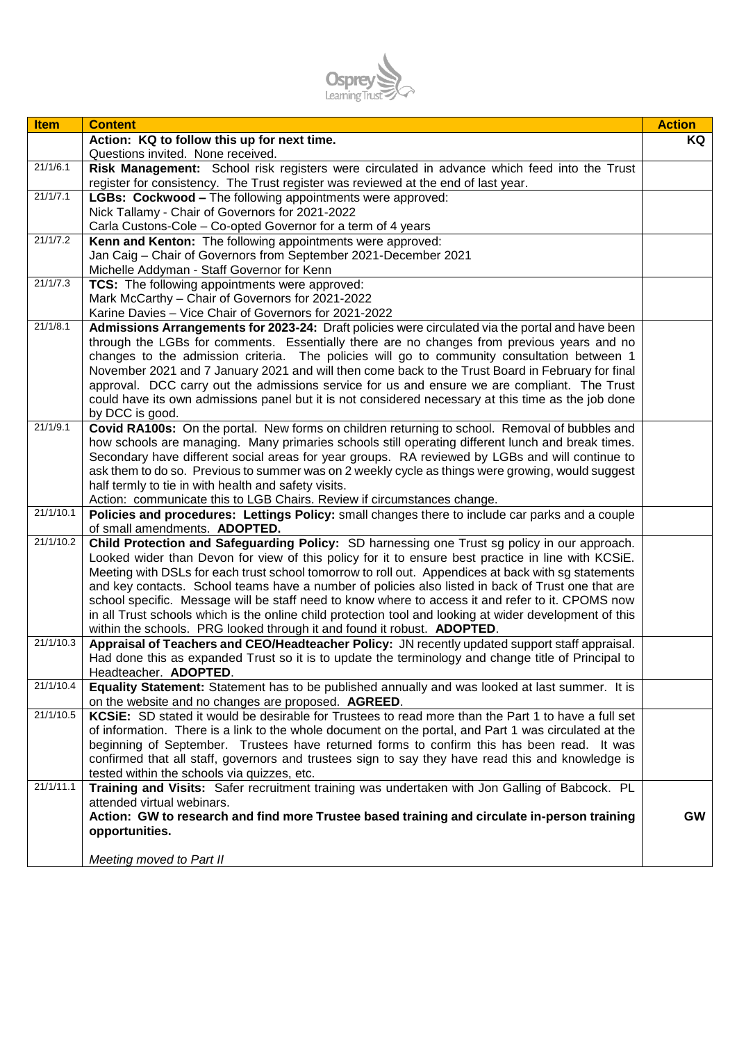| Item | Content | Action |
|---|---|---|
| | **Action: KQ to follow this up for next time.**<br>Questions invited. None received. | **KQ** |
| 21/1/6.1 | **Risk Management:** School risk registers were circulated in advance which feed into the Trust register for consistency. The Trust register was reviewed at the end of last year. | |
| 21/1/7.1 | **LGBs: Cockwood –** The following appointments were approved:<br>Nick Tallamy - Chair of Governors for 2021-2022<br>Carla Custons-Cole – Co-opted Governor for a term of 4 years | |
| 21/1/7.2 | **Kenn and Kenton:** The following appointments were approved:<br>Jan Caig – Chair of Governors from September 2021-December 2021<br>Michelle Addyman - Staff Governor for Kenn | |
| 21/1/7.3 | **TCS:** The following appointments were approved:<br>Mark McCarthy – Chair of Governors for 2021-2022<br>Karine Davies – Vice Chair of Governors for 2021-2022 | |
| 21/1/8.1 | **Admissions Arrangements for 2023-24:** Draft policies were circulated via the portal and have been through the LGBs for comments. Essentially there are no changes from previous years and no changes to the admission criteria. The policies will go to community consultation between 1 November 2021 and 7 January 2021 and will then come back to the Trust Board in February for final approval. DCC carry out the admissions service for us and ensure we are compliant. The Trust could have its own admissions panel but it is not considered necessary at this time as the job done by DCC is good. | |
| 21/1/9.1 | **Covid RA100s:** On the portal. New forms on children returning to school. Removal of bubbles and how schools are managing. Many primaries schools still operating different lunch and break times. Secondary have different social areas for year groups. RA reviewed by LGBs and will continue to ask them to do so. Previous to summer was on 2 weekly cycle as things were growing, would suggest half termly to tie in with health and safety visits.<br>Action: communicate this to LGB Chairs. Review if circumstances change. | |
| 21/1/10.1 | **Policies and procedures: Lettings Policy:** small changes there to include car parks and a couple of small amendments. **ADOPTED.** | |
| 21/1/10.2 | **Child Protection and Safeguarding Policy:** SD harnessing one Trust sg policy in our approach. Looked wider than Devon for view of this policy for it to ensure best practice in line with KCSiE. Meeting with DSLs for each trust school tomorrow to roll out. Appendices at back with sg statements and key contacts. School teams have a number of policies also listed in back of Trust one that are school specific. Message will be staff need to know where to access it and refer to it. CPOMS now in all Trust schools which is the online child protection tool and looking at wider development of this within the schools. PRG looked through it and found it robust. **ADOPTED**. | |
| 21/1/10.3 | **Appraisal of Teachers and CEO/Headteacher Policy:** JN recently updated support staff appraisal. Had done this as expanded Trust so it is to update the terminology and change title of Principal to Headteacher. **ADOPTED**. | |
| 21/1/10.4 | **Equality Statement:** Statement has to be published annually and was looked at last summer. It is on the website and no changes are proposed. **AGREED**. | |
| 21/1/10.5 | **KCSiE:** SD stated it would be desirable for Trustees to read more than the Part 1 to have a full set of information. There is a link to the whole document on the portal, and Part 1 was circulated at the beginning of September. Trustees have returned forms to confirm this has been read. It was confirmed that all staff, governors and trustees sign to say they have read this and knowledge is tested within the schools via quizzes, etc. | |
| 21/1/11.1 | **Training and Visits:** Safer recruitment training was undertaken with Jon Galling of Babcock. PL attended virtual webinars.<br>**Action: GW to research and find more Trustee based training and circulate in-person training opportunities.**<br><br>*Meeting moved to Part II* | **GW** |